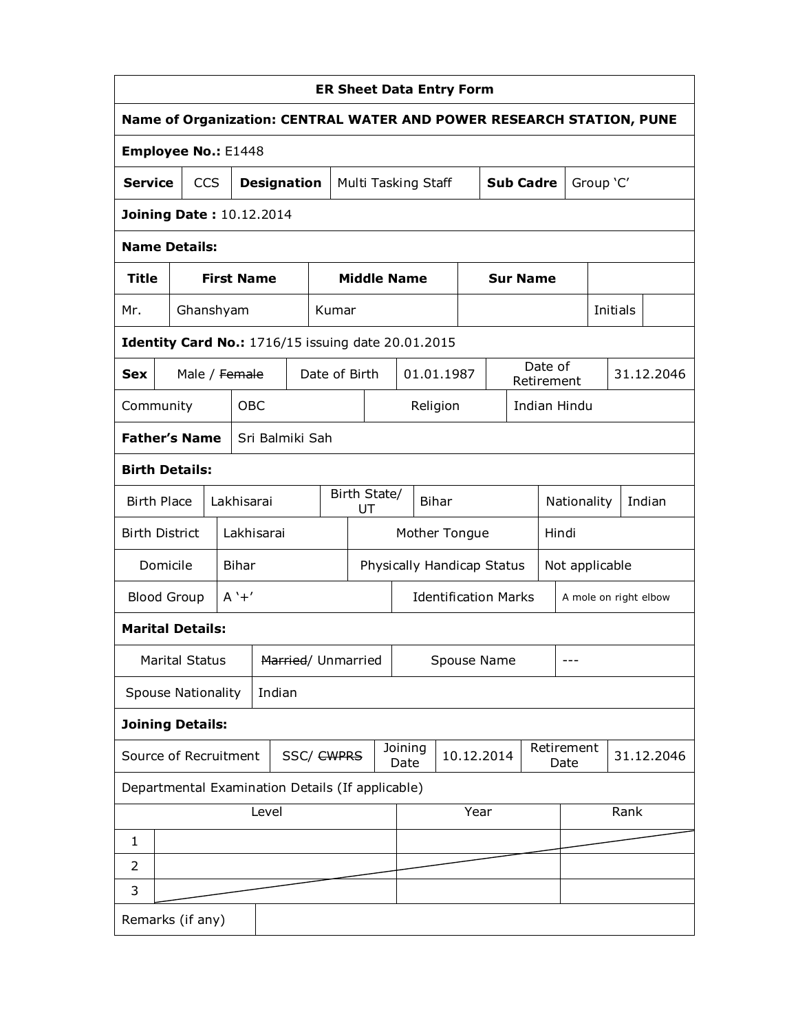# ER Sheet Data Entry Form

**Name of Organization: CENTRAL WATER AND POWER RESEARCH STATION, PUNE**

**Employee No.:** E1448

| **Service** | CCS | **Designation** | Multi Tasking Staff | **Sub Cadre** | Group 'C' |
|---|---|---|---|---|---|

**Joining Date :** 10.12.2014

**Name Details:**

| **Title** | **First Name** | **Middle Name** | **Sur Name** | | |
|---|---|---|---|---|---|
| Mr. | Ghanshyam | Kumar | | Initials | |

**Identity Card No.:** 1716/15 issuing date 20.01.2015

| **Sex** | Male / ~~Female~~ | Date of Birth | 01.01.1987 | Date of Retirement | 31.12.2046 |
|---|---|---|---|---|---|
| Community | OBC | Religion | Indian Hindu | | |
| **Father's Name** | Sri Balmiki Sah | | | | |

**Birth Details:**

| Birth Place | Lakhisarai | Birth State/ UT | Bihar | Nationality | Indian |
|---|---|---|---|---|---|
| Birth District | Lakhisarai | Mother Tongue | Hindi | | |
| Domicile | Bihar | Physically Handicap Status | Not applicable | | |
| Blood Group | A '+' | Identification Marks | A mole on right elbow | | |

**Marital Details:**

| Marital Status | ~~Married~~/ Unmarried | Spouse Name | --- |
|---|---|---|---|
| Spouse Nationality | Indian | | |

**Joining Details:**

| Source of Recruitment | SSC/ ~~CWPRS~~ | Joining Date | 10.12.2014 | Retirement Date | 31.12.2046 |
|---|---|---|---|---|---|

Departmental Examination Details (If applicable)

| | Level | Year | Rank |
|---|---|---|---|
| 1 | | | |
| 2 | | | |
| 3 | | | |

| Remarks (if any) | |
|---|---|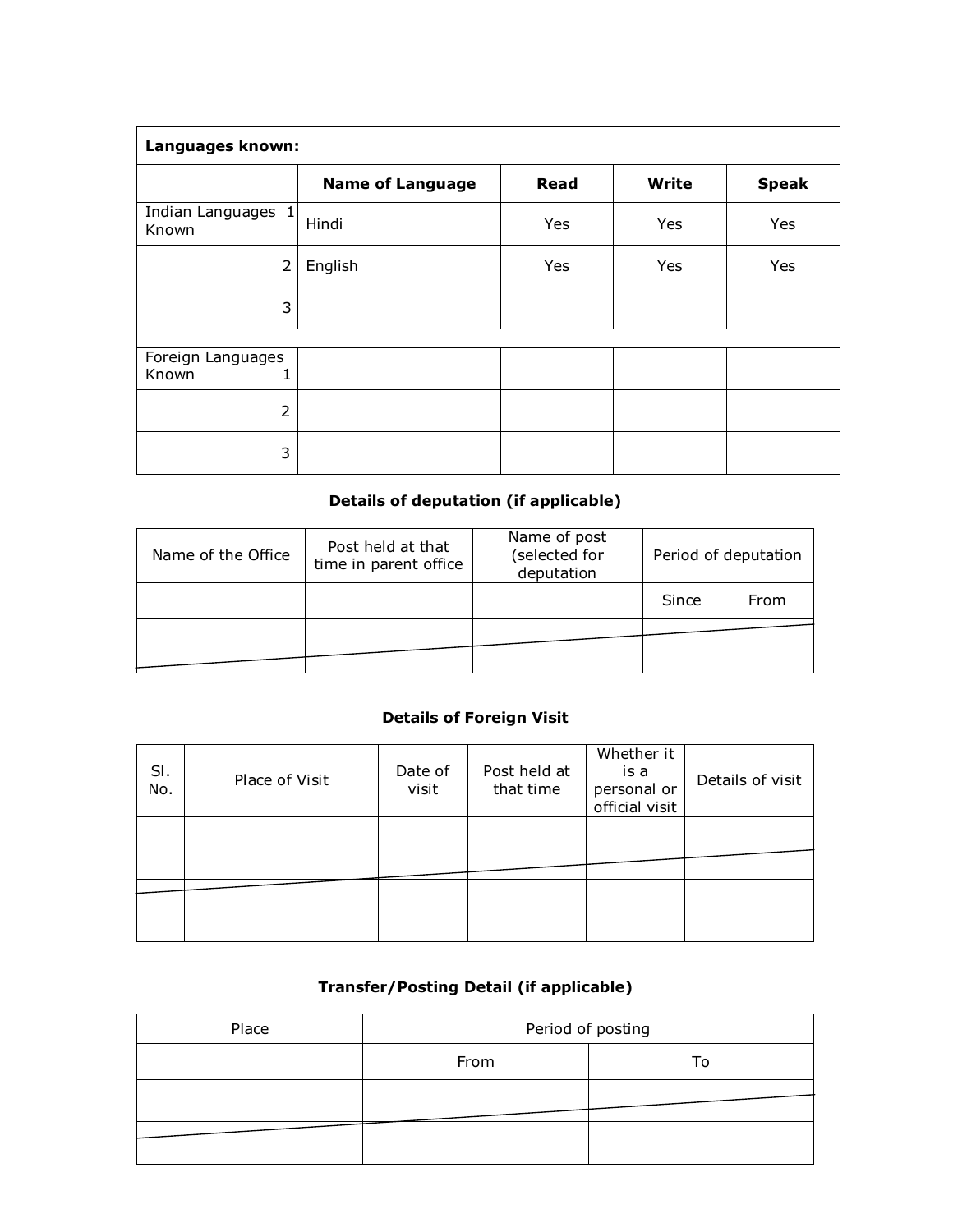| Languages known: | | | | |
|---|---|---|---|---|
| | **Name of Language** | **Read** | **Write** | **Speak** |
| Indian Languages Known 1 | Hindi | Yes | Yes | Yes |
| 2 | English | Yes | Yes | Yes |
| 3 | | | | |
| | | | | |
| Foreign Languages Known 1 | | | | |
| 2 | | | | |
| 3 | | | | |

### Details of deputation (if applicable)

| Name of the Office | Post held at that time in parent office | Name of post (selected for deputation | Period of deputation | |
|---|---|---|---|---|
| | | | Since | From |
| | | | | |

### Details of Foreign Visit

| Sl. No. | Place of Visit | Date of visit | Post held at that time | Whether it is a personal or official visit | Details of visit |
|---|---|---|---|---|---|
| | | | | | |
| | | | | | |

### Transfer/Posting Detail (if applicable)

| Place | Period of posting | |
|---|---|---|
| | From | To |
| | | |
| | | |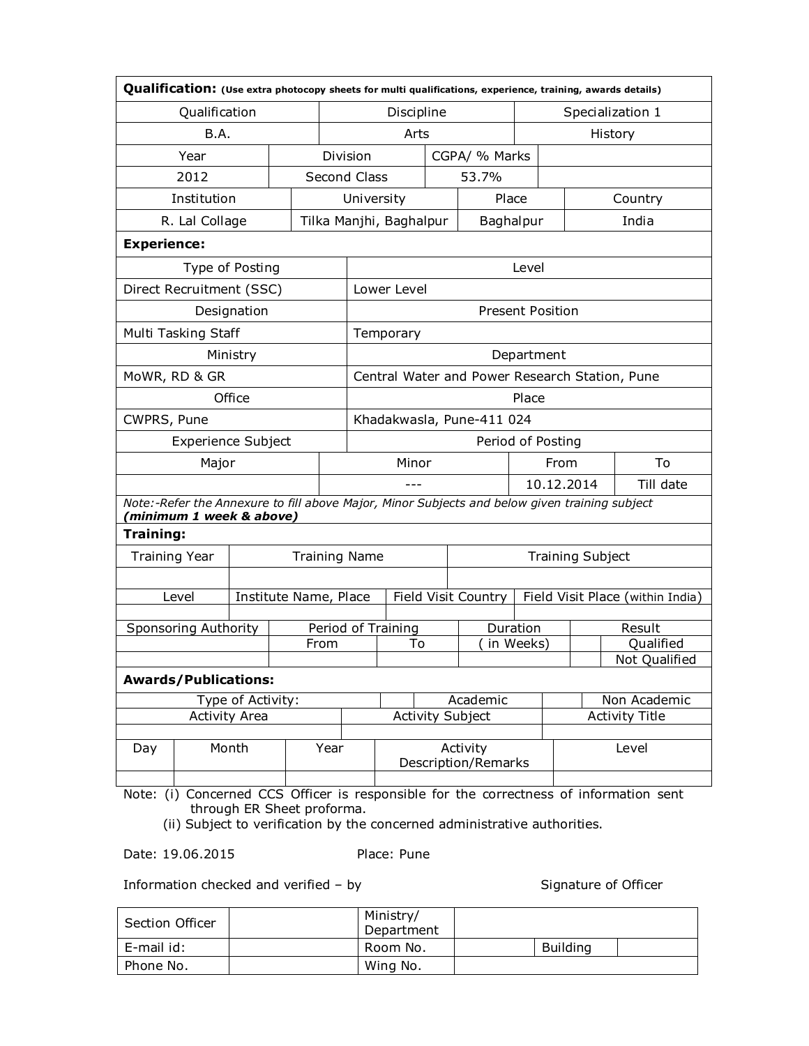**Qualification:** (Use extra photocopy sheets for multi qualifications, experience, training, awards details)

| Qualification | Discipline | Specialization 1 |
|---|---|---|
| B.A. | Arts | History |

| Year | Division | CGPA/ % Marks | |
|---|---|---|---|
| 2012 | Second Class | 53.7% | |

| Institution | University | Place | Country |
|---|---|---|---|
| R. Lal Collage | Tilka Manjhi, Baghalpur | Baghalpur | India |

**Experience:**

| Type of Posting | Level |
|---|---|
| Direct Recruitment (SSC) | Lower Level |
| Designation | Present Position |
| Multi Tasking Staff | Temporary |
| Ministry | Department |
| MoWR, RD & GR | Central Water and Power Research Station, Pune |
| Office | Place |
| CWPRS, Pune | Khadakwasla, Pune-411 024 |

| Experience Subject | | Period of Posting | |
|---|---|---|---|
| Major | Minor | From | To |
| | --- | 10.12.2014 | Till date |

Note:-Refer the Annexure to fill above Major, Minor Subjects and below given training subject ***(minimum 1 week & above)***

**Training:**

| Training Year | Training Name | Training Subject |
|---|---|---|
| | | |

| Level | Institute Name, Place | Field Visit Country | Field Visit Place (within India) |
|---|---|---|---|
| | | | |

| Sponsoring Authority | Period of Training | | Duration | Result | |
|---|---|---|---|---|---|
| | From | To | ( in Weeks) | | Qualified |
| | | | | | Not Qualified |

**Awards/Publications:**

| Type of Activity: | | Academic | | Non Academic |
|---|---|---|---|---|

| Activity Area | Activity Subject | Activity Title |
|---|---|---|
| | | |

| Day | Month | Year | Activity Description/Remarks | Level |
|---|---|---|---|---|
| | | | | |

Note: (i) Concerned CCS Officer is responsible for the correctness of information sent through ER Sheet proforma.

(ii) Subject to verification by the concerned administrative authorities.

Date: 19.06.2015 Place: Pune

Information checked and verified – by Signature of Officer

| | | | | | |
|---|---|---|---|---|---|
| Section Officer | | Ministry/ Department | | | |
| E-mail id: | | Room No. | | Building | |
| Phone No. | | Wing No. | | | |